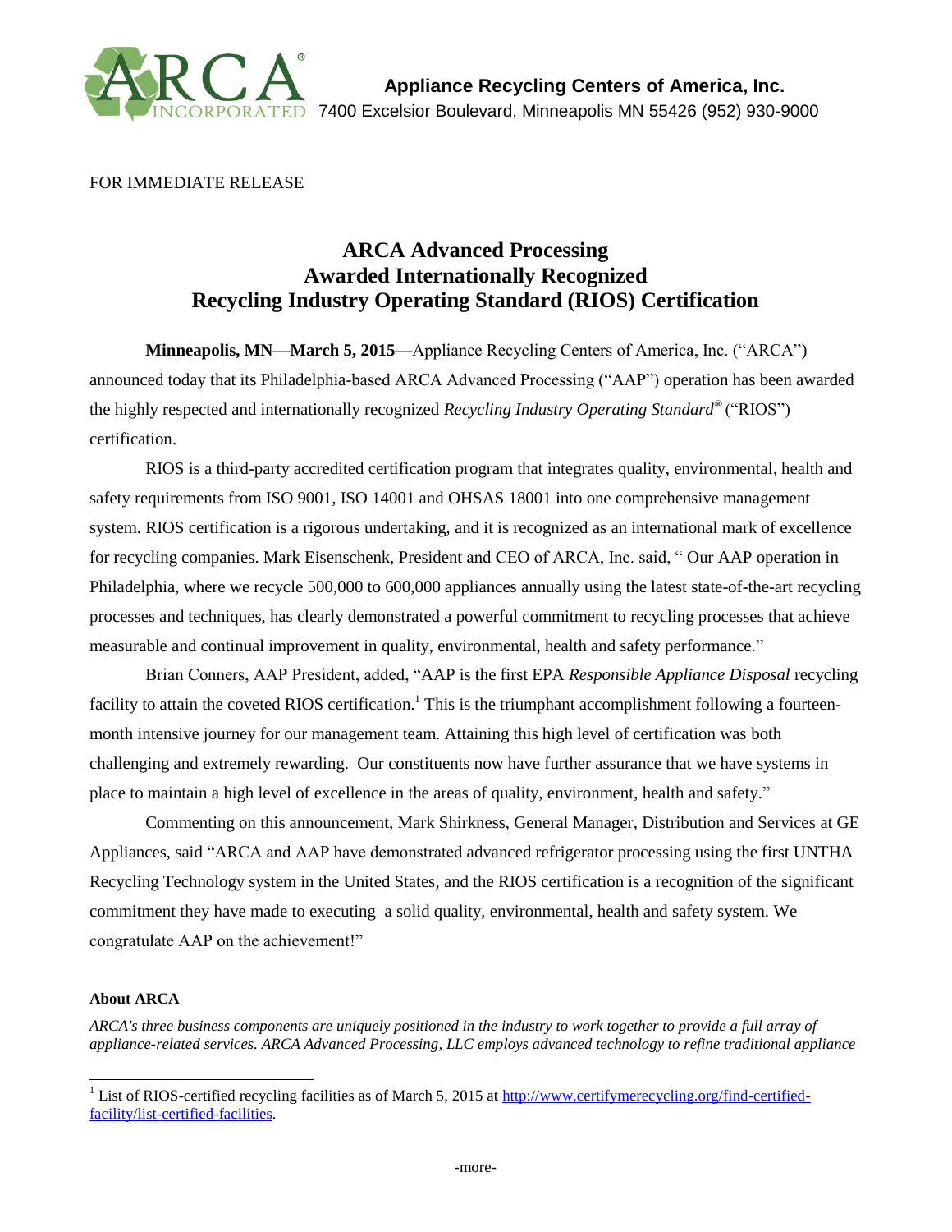ARCA INCORPORATED

**Appliance Recycling Centers of America, Inc.**
7400 Excelsior Boulevard, Minneapolis MN 55426 (952) 930-9000

FOR IMMEDIATE RELEASE

# ARCA Advanced Processing Awarded Internationally Recognized Recycling Industry Operating Standard (RIOS) Certification

**Minneapolis, MN—March 5, 2015—**Appliance Recycling Centers of America, Inc. ("ARCA") announced today that its Philadelphia-based ARCA Advanced Processing ("AAP") operation has been awarded the highly respected and internationally recognized *Recycling Industry Operating Standard®* ("RIOS") certification.

RIOS is a third-party accredited certification program that integrates quality, environmental, health and safety requirements from ISO 9001, ISO 14001 and OHSAS 18001 into one comprehensive management system. RIOS certification is a rigorous undertaking, and it is recognized as an international mark of excellence for recycling companies. Mark Eisenschenk, President and CEO of ARCA, Inc. said, " Our AAP operation in Philadelphia, where we recycle 500,000 to 600,000 appliances annually using the latest state-of-the-art recycling processes and techniques, has clearly demonstrated a powerful commitment to recycling processes that achieve measurable and continual improvement in quality, environmental, health and safety performance."

Brian Conners, AAP President, added, "AAP is the first EPA *Responsible Appliance Disposal* recycling facility to attain the coveted RIOS certification.[1] This is the triumphant accomplishment following a fourteen-month intensive journey for our management team. Attaining this high level of certification was both challenging and extremely rewarding. Our constituents now have further assurance that we have systems in place to maintain a high level of excellence in the areas of quality, environment, health and safety."

Commenting on this announcement, Mark Shirkness, General Manager, Distribution and Services at GE Appliances, said "ARCA and AAP have demonstrated advanced refrigerator processing using the first UNTHA Recycling Technology system in the United States, and the RIOS certification is a recognition of the significant commitment they have made to executing a solid quality, environmental, health and safety system. We congratulate AAP on the achievement!"

**About ARCA**

*ARCA's three business components are uniquely positioned in the industry to work together to provide a full array of appliance-related services. ARCA Advanced Processing, LLC employs advanced technology to refine traditional appliance*

[1] List of RIOS-certified recycling facilities as of March 5, 2015 at http://www.certifymerecycling.org/find-certified-facility/list-certified-facilities.

-more-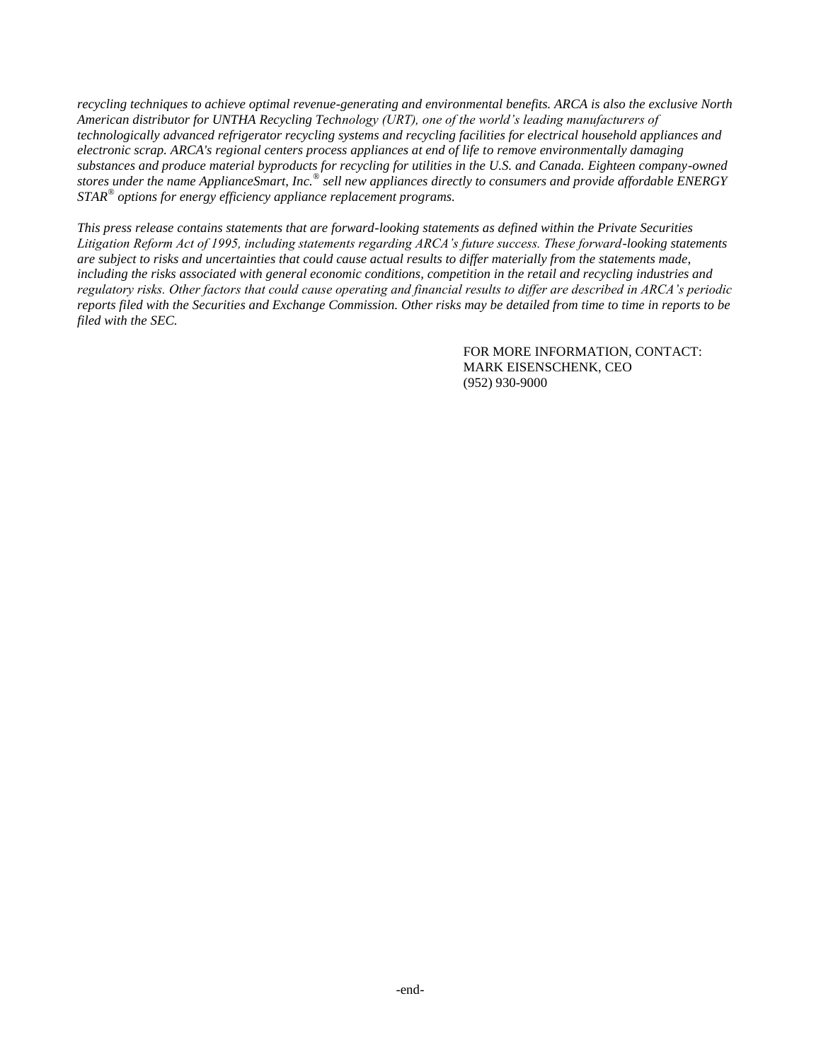*recycling techniques to achieve optimal revenue-generating and environmental benefits. ARCA is also the exclusive North American distributor for UNTHA Recycling Technology (URT), one of the world's leading manufacturers of technologically advanced refrigerator recycling systems and recycling facilities for electrical household appliances and electronic scrap. ARCA's regional centers process appliances at end of life to remove environmentally damaging substances and produce material byproducts for recycling for utilities in the U.S. and Canada. Eighteen company-owned stores under the name ApplianceSmart, Inc.® sell new appliances directly to consumers and provide affordable ENERGY STAR® options for energy efficiency appliance replacement programs.*

*This press release contains statements that are forward-looking statements as defined within the Private Securities Litigation Reform Act of 1995, including statements regarding ARCA's future success. These forward-looking statements are subject to risks and uncertainties that could cause actual results to differ materially from the statements made, including the risks associated with general economic conditions, competition in the retail and recycling industries and regulatory risks. Other factors that could cause operating and financial results to differ are described in ARCA's periodic reports filed with the Securities and Exchange Commission. Other risks may be detailed from time to time in reports to be filed with the SEC.*

FOR MORE INFORMATION, CONTACT:
MARK EISENSCHENK, CEO
(952) 930-9000

-end-